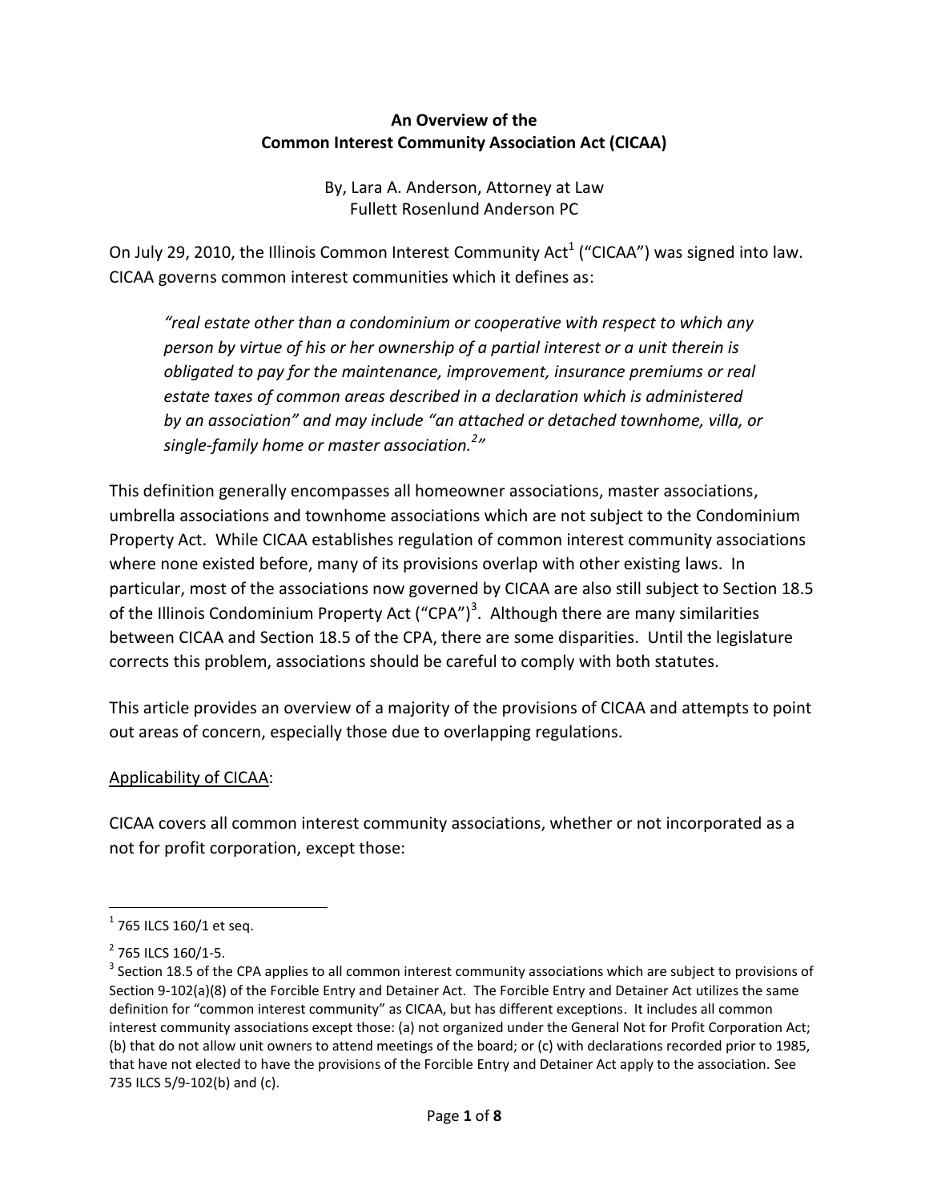**An Overview of the**
**Common Interest Community Association Act (CICAA)**

By, Lara A. Anderson, Attorney at Law
Fullett Rosenlund Anderson PC

On July 29, 2010, the Illinois Common Interest Community Act[1] ("CICAA") was signed into law. CICAA governs common interest communities which it defines as:

> *"real estate other than a condominium or cooperative with respect to which any person by virtue of his or her ownership of a partial interest or a unit therein is obligated to pay for the maintenance, improvement, insurance premiums or real estate taxes of common areas described in a declaration which is administered by an association" and may include "an attached or detached townhome, villa, or single-family home or master association.[2]"*

This definition generally encompasses all homeowner associations, master associations, umbrella associations and townhome associations which are not subject to the Condominium Property Act. While CICAA establishes regulation of common interest community associations where none existed before, many of its provisions overlap with other existing laws. In particular, most of the associations now governed by CICAA are also still subject to Section 18.5 of the Illinois Condominium Property Act ("CPA")[3]. Although there are many similarities between CICAA and Section 18.5 of the CPA, there are some disparities. Until the legislature corrects this problem, associations should be careful to comply with both statutes.

This article provides an overview of a majority of the provisions of CICAA and attempts to point out areas of concern, especially those due to overlapping regulations.

<u>Applicability of CICAA</u>:

CICAA covers all common interest community associations, whether or not incorporated as a not for profit corporation, except those:

---

[1] 765 ILCS 160/1 et seq.

[2] 765 ILCS 160/1-5.

[3] Section 18.5 of the CPA applies to all common interest community associations which are subject to provisions of Section 9-102(a)(8) of the Forcible Entry and Detainer Act. The Forcible Entry and Detainer Act utilizes the same definition for "common interest community" as CICAA, but has different exceptions. It includes all common interest community associations except those: (a) not organized under the General Not for Profit Corporation Act; (b) that do not allow unit owners to attend meetings of the board; or (c) with declarations recorded prior to 1985, that have not elected to have the provisions of the Forcible Entry and Detainer Act apply to the association. See 735 ILCS 5/9-102(b) and (c).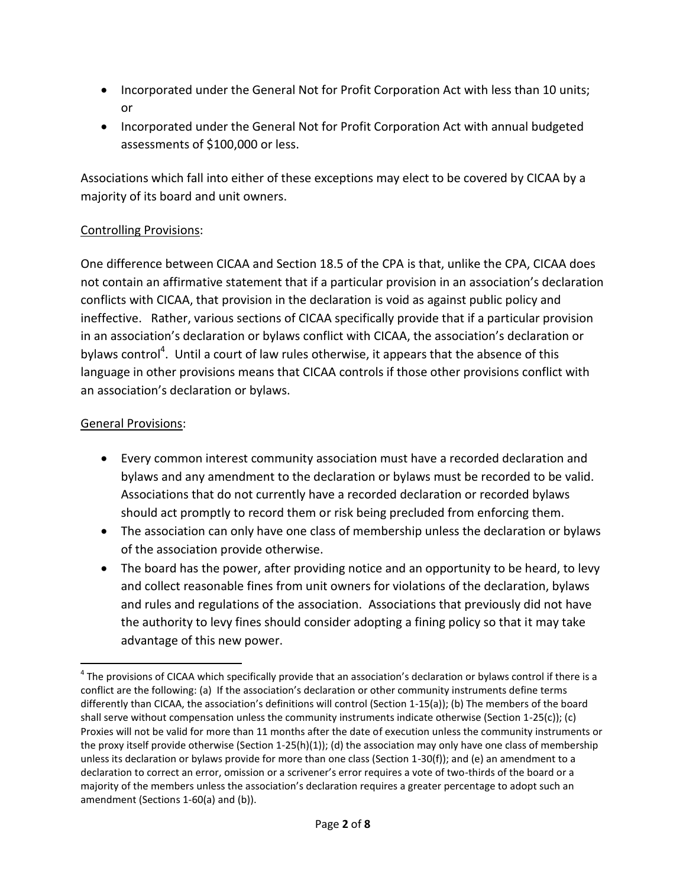- Incorporated under the General Not for Profit Corporation Act with less than 10 units; or
- Incorporated under the General Not for Profit Corporation Act with annual budgeted assessments of $100,000 or less.

Associations which fall into either of these exceptions may elect to be covered by CICAA by a majority of its board and unit owners.

<u>Controlling Provisions</u>:

One difference between CICAA and Section 18.5 of the CPA is that, unlike the CPA, CICAA does not contain an affirmative statement that if a particular provision in an association's declaration conflicts with CICAA, that provision in the declaration is void as against public policy and ineffective. Rather, various sections of CICAA specifically provide that if a particular provision in an association's declaration or bylaws conflict with CICAA, the association's declaration or bylaws control[4]. Until a court of law rules otherwise, it appears that the absence of this language in other provisions means that CICAA controls if those other provisions conflict with an association's declaration or bylaws.

<u>General Provisions</u>:

- Every common interest community association must have a recorded declaration and bylaws and any amendment to the declaration or bylaws must be recorded to be valid. Associations that do not currently have a recorded declaration or recorded bylaws should act promptly to record them or risk being precluded from enforcing them.
- The association can only have one class of membership unless the declaration or bylaws of the association provide otherwise.
- The board has the power, after providing notice and an opportunity to be heard, to levy and collect reasonable fines from unit owners for violations of the declaration, bylaws and rules and regulations of the association. Associations that previously did not have the authority to levy fines should consider adopting a fining policy so that it may take advantage of this new power.

---

[4] The provisions of CICAA which specifically provide that an association's declaration or bylaws control if there is a conflict are the following: (a) If the association's declaration or other community instruments define terms differently than CICAA, the association's definitions will control (Section 1-15(a)); (b) The members of the board shall serve without compensation unless the community instruments indicate otherwise (Section 1-25(c)); (c) Proxies will not be valid for more than 11 months after the date of execution unless the community instruments or the proxy itself provide otherwise (Section 1-25(h)(1)); (d) the association may only have one class of membership unless its declaration or bylaws provide for more than one class (Section 1-30(f)); and (e) an amendment to a declaration to correct an error, omission or a scrivener's error requires a vote of two-thirds of the board or a majority of the members unless the association's declaration requires a greater percentage to adopt such an amendment (Sections 1-60(a) and (b)).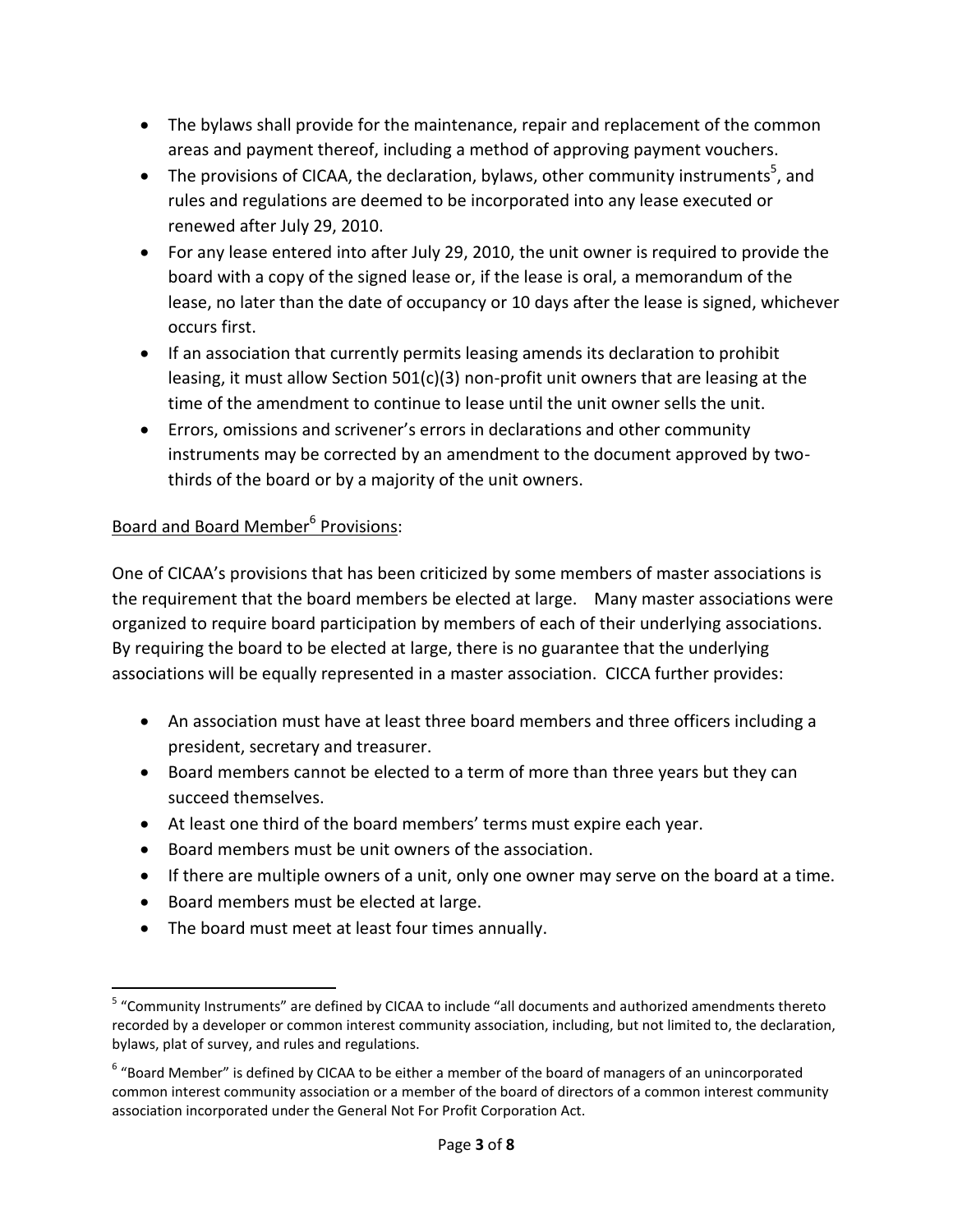- The bylaws shall provide for the maintenance, repair and replacement of the common areas and payment thereof, including a method of approving payment vouchers.
- The provisions of CICAA, the declaration, bylaws, other community instruments[5], and rules and regulations are deemed to be incorporated into any lease executed or renewed after July 29, 2010.
- For any lease entered into after July 29, 2010, the unit owner is required to provide the board with a copy of the signed lease or, if the lease is oral, a memorandum of the lease, no later than the date of occupancy or 10 days after the lease is signed, whichever occurs first.
- If an association that currently permits leasing amends its declaration to prohibit leasing, it must allow Section 501(c)(3) non-profit unit owners that are leasing at the time of the amendment to continue to lease until the unit owner sells the unit.
- Errors, omissions and scrivener's errors in declarations and other community instruments may be corrected by an amendment to the document approved by two-thirds of the board or by a majority of the unit owners.

Board and Board Member[6] Provisions:

One of CICAA's provisions that has been criticized by some members of master associations is the requirement that the board members be elected at large. Many master associations were organized to require board participation by members of each of their underlying associations. By requiring the board to be elected at large, there is no guarantee that the underlying associations will be equally represented in a master association. CICCA further provides:

- An association must have at least three board members and three officers including a president, secretary and treasurer.
- Board members cannot be elected to a term of more than three years but they can succeed themselves.
- At least one third of the board members' terms must expire each year.
- Board members must be unit owners of the association.
- If there are multiple owners of a unit, only one owner may serve on the board at a time.
- Board members must be elected at large.
- The board must meet at least four times annually.

---

[5] "Community Instruments" are defined by CICAA to include "all documents and authorized amendments thereto recorded by a developer or common interest community association, including, but not limited to, the declaration, bylaws, plat of survey, and rules and regulations.

[6] "Board Member" is defined by CICAA to be either a member of the board of managers of an unincorporated common interest community association or a member of the board of directors of a common interest community association incorporated under the General Not For Profit Corporation Act.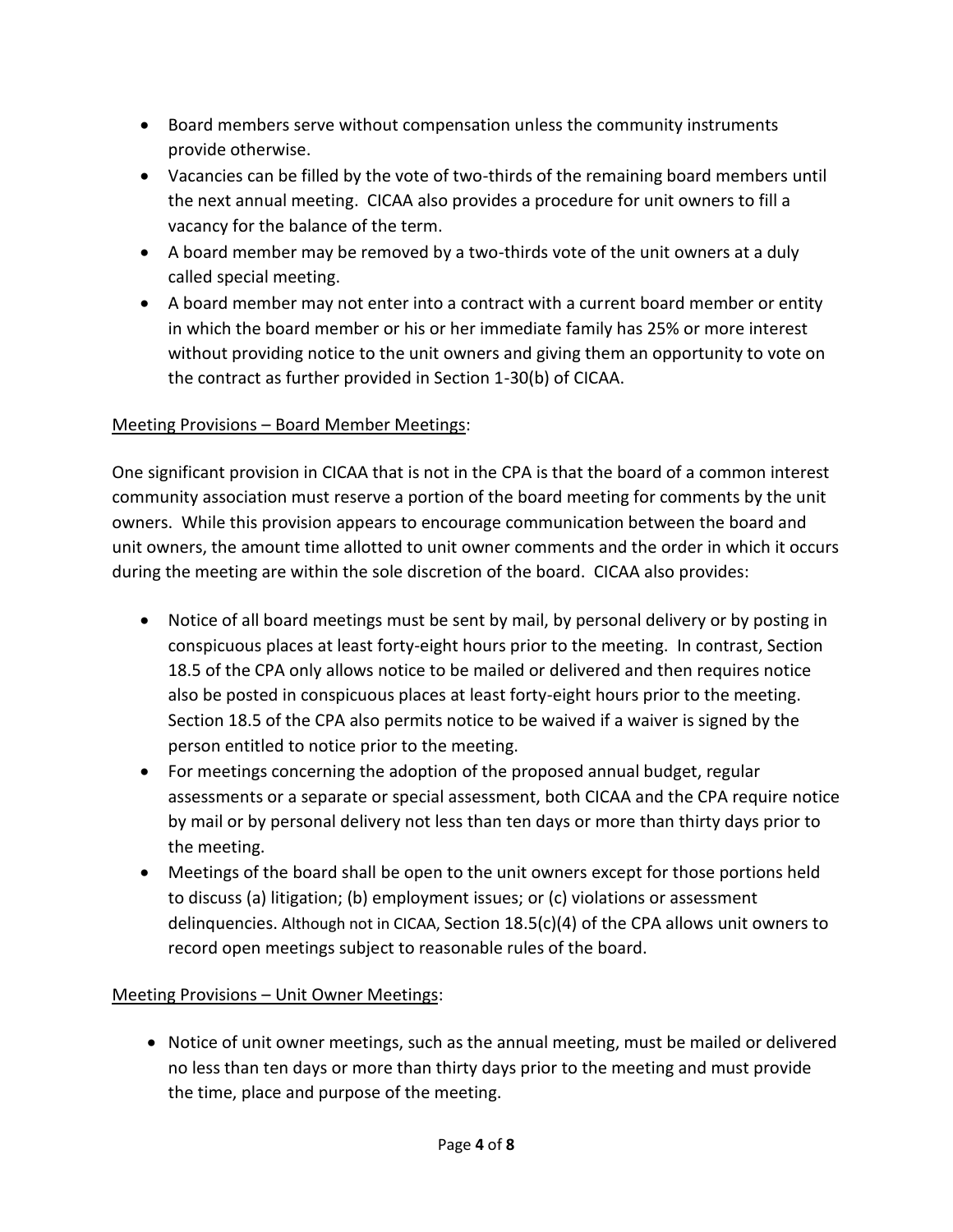- Board members serve without compensation unless the community instruments provide otherwise.
- Vacancies can be filled by the vote of two-thirds of the remaining board members until the next annual meeting. CICAA also provides a procedure for unit owners to fill a vacancy for the balance of the term.
- A board member may be removed by a two-thirds vote of the unit owners at a duly called special meeting.
- A board member may not enter into a contract with a current board member or entity in which the board member or his or her immediate family has 25% or more interest without providing notice to the unit owners and giving them an opportunity to vote on the contract as further provided in Section 1-30(b) of CICAA.

<u>Meeting Provisions – Board Member Meetings</u>:

One significant provision in CICAA that is not in the CPA is that the board of a common interest community association must reserve a portion of the board meeting for comments by the unit owners. While this provision appears to encourage communication between the board and unit owners, the amount time allotted to unit owner comments and the order in which it occurs during the meeting are within the sole discretion of the board. CICAA also provides:

- Notice of all board meetings must be sent by mail, by personal delivery or by posting in conspicuous places at least forty-eight hours prior to the meeting. In contrast, Section 18.5 of the CPA only allows notice to be mailed or delivered and then requires notice also be posted in conspicuous places at least forty-eight hours prior to the meeting. Section 18.5 of the CPA also permits notice to be waived if a waiver is signed by the person entitled to notice prior to the meeting.
- For meetings concerning the adoption of the proposed annual budget, regular assessments or a separate or special assessment, both CICAA and the CPA require notice by mail or by personal delivery not less than ten days or more than thirty days prior to the meeting.
- Meetings of the board shall be open to the unit owners except for those portions held to discuss (a) litigation; (b) employment issues; or (c) violations or assessment delinquencies. Although not in CICAA, Section 18.5(c)(4) of the CPA allows unit owners to record open meetings subject to reasonable rules of the board.

<u>Meeting Provisions – Unit Owner Meetings</u>:

- Notice of unit owner meetings, such as the annual meeting, must be mailed or delivered no less than ten days or more than thirty days prior to the meeting and must provide the time, place and purpose of the meeting.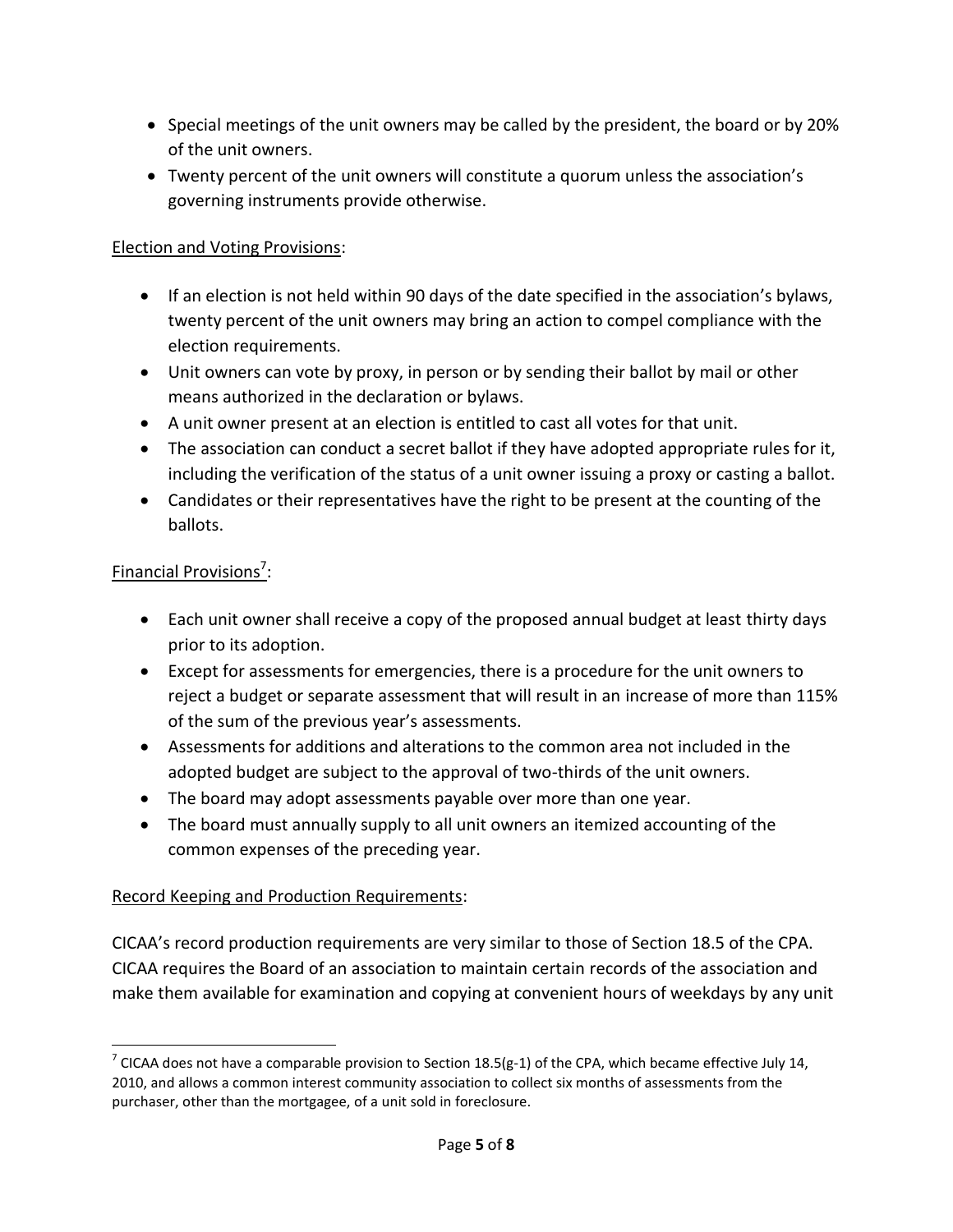- Special meetings of the unit owners may be called by the president, the board or by 20% of the unit owners.
- Twenty percent of the unit owners will constitute a quorum unless the association's governing instruments provide otherwise.

Election and Voting Provisions:

- If an election is not held within 90 days of the date specified in the association's bylaws, twenty percent of the unit owners may bring an action to compel compliance with the election requirements.
- Unit owners can vote by proxy, in person or by sending their ballot by mail or other means authorized in the declaration or bylaws.
- A unit owner present at an election is entitled to cast all votes for that unit.
- The association can conduct a secret ballot if they have adopted appropriate rules for it, including the verification of the status of a unit owner issuing a proxy or casting a ballot.
- Candidates or their representatives have the right to be present at the counting of the ballots.

Financial Provisions[7]:

- Each unit owner shall receive a copy of the proposed annual budget at least thirty days prior to its adoption.
- Except for assessments for emergencies, there is a procedure for the unit owners to reject a budget or separate assessment that will result in an increase of more than 115% of the sum of the previous year's assessments.
- Assessments for additions and alterations to the common area not included in the adopted budget are subject to the approval of two-thirds of the unit owners.
- The board may adopt assessments payable over more than one year.
- The board must annually supply to all unit owners an itemized accounting of the common expenses of the preceding year.

Record Keeping and Production Requirements:

CICAA's record production requirements are very similar to those of Section 18.5 of the CPA. CICAA requires the Board of an association to maintain certain records of the association and make them available for examination and copying at convenient hours of weekdays by any unit

[7] CICAA does not have a comparable provision to Section 18.5(g-1) of the CPA, which became effective July 14, 2010, and allows a common interest community association to collect six months of assessments from the purchaser, other than the mortgagee, of a unit sold in foreclosure.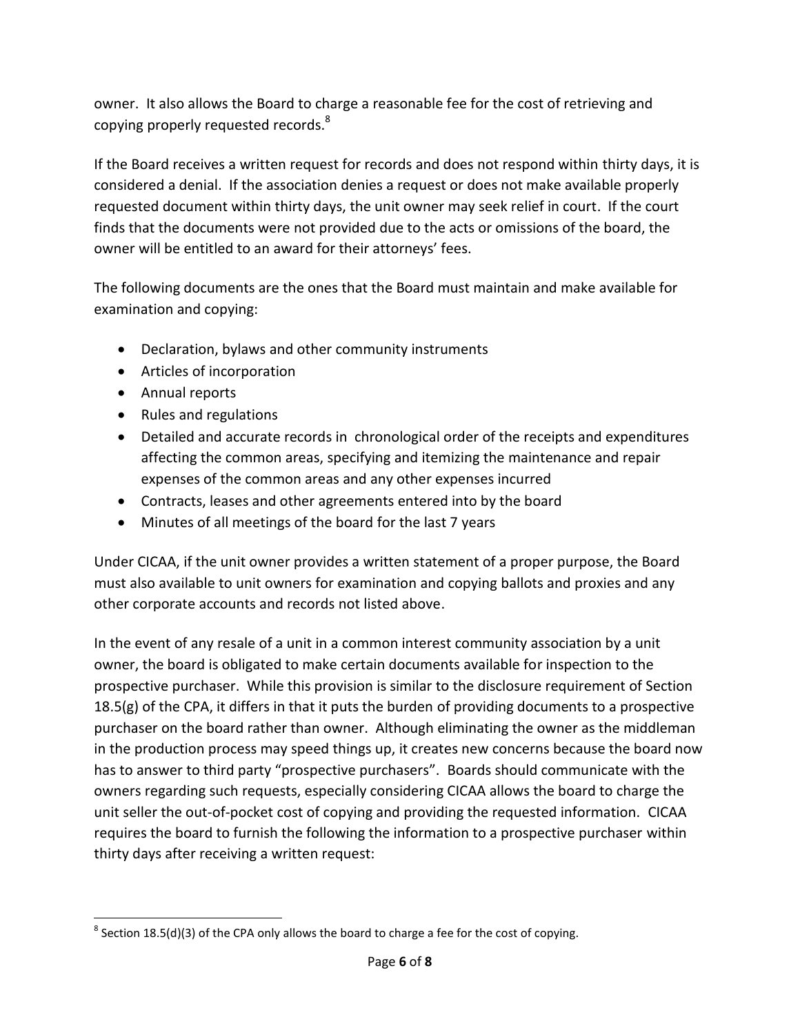owner. It also allows the Board to charge a reasonable fee for the cost of retrieving and copying properly requested records.[8]

If the Board receives a written request for records and does not respond within thirty days, it is considered a denial. If the association denies a request or does not make available properly requested document within thirty days, the unit owner may seek relief in court. If the court finds that the documents were not provided due to the acts or omissions of the board, the owner will be entitled to an award for their attorneys' fees.

The following documents are the ones that the Board must maintain and make available for examination and copying:

- Declaration, bylaws and other community instruments
- Articles of incorporation
- Annual reports
- Rules and regulations
- Detailed and accurate records in chronological order of the receipts and expenditures affecting the common areas, specifying and itemizing the maintenance and repair expenses of the common areas and any other expenses incurred
- Contracts, leases and other agreements entered into by the board
- Minutes of all meetings of the board for the last 7 years

Under CICAA, if the unit owner provides a written statement of a proper purpose, the Board must also available to unit owners for examination and copying ballots and proxies and any other corporate accounts and records not listed above.

In the event of any resale of a unit in a common interest community association by a unit owner, the board is obligated to make certain documents available for inspection to the prospective purchaser. While this provision is similar to the disclosure requirement of Section 18.5(g) of the CPA, it differs in that it puts the burden of providing documents to a prospective purchaser on the board rather than owner. Although eliminating the owner as the middleman in the production process may speed things up, it creates new concerns because the board now has to answer to third party "prospective purchasers". Boards should communicate with the owners regarding such requests, especially considering CICAA allows the board to charge the unit seller the out-of-pocket cost of copying and providing the requested information. CICAA requires the board to furnish the following the information to a prospective purchaser within thirty days after receiving a written request:

---

[8] Section 18.5(d)(3) of the CPA only allows the board to charge a fee for the cost of copying.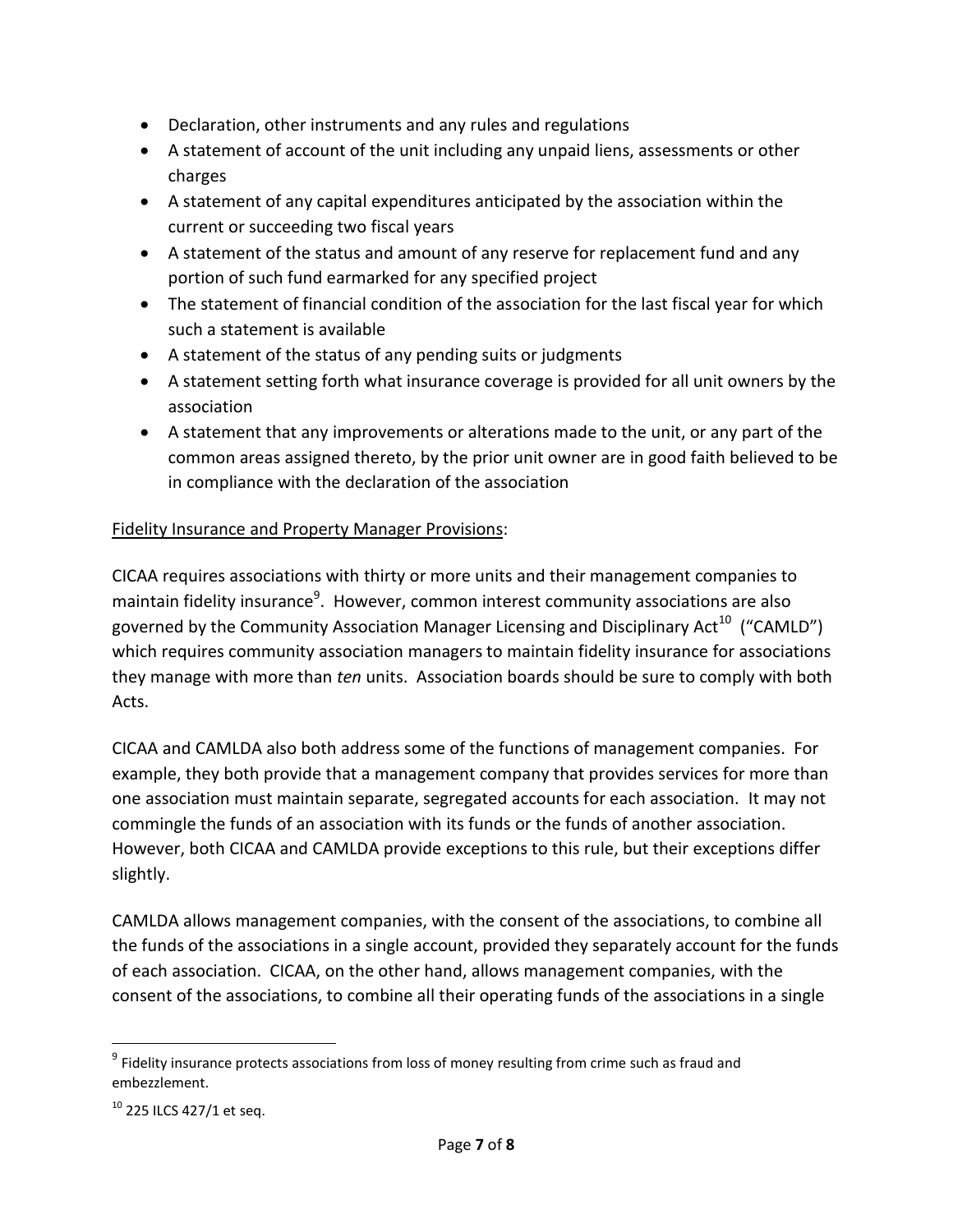- Declaration, other instruments and any rules and regulations
- A statement of account of the unit including any unpaid liens, assessments or other charges
- A statement of any capital expenditures anticipated by the association within the current or succeeding two fiscal years
- A statement of the status and amount of any reserve for replacement fund and any portion of such fund earmarked for any specified project
- The statement of financial condition of the association for the last fiscal year for which such a statement is available
- A statement of the status of any pending suits or judgments
- A statement setting forth what insurance coverage is provided for all unit owners by the association
- A statement that any improvements or alterations made to the unit, or any part of the common areas assigned thereto, by the prior unit owner are in good faith believed to be in compliance with the declaration of the association

<u>Fidelity Insurance and Property Manager Provisions</u>:

CICAA requires associations with thirty or more units and their management companies to maintain fidelity insurance[9]. However, common interest community associations are also governed by the Community Association Manager Licensing and Disciplinary Act[10] ("CAMLD") which requires community association managers to maintain fidelity insurance for associations they manage with more than *ten* units. Association boards should be sure to comply with both Acts.

CICAA and CAMLDA also both address some of the functions of management companies. For example, they both provide that a management company that provides services for more than one association must maintain separate, segregated accounts for each association. It may not commingle the funds of an association with its funds or the funds of another association. However, both CICAA and CAMLDA provide exceptions to this rule, but their exceptions differ slightly.

CAMLDA allows management companies, with the consent of the associations, to combine all the funds of the associations in a single account, provided they separately account for the funds of each association. CICAA, on the other hand, allows management companies, with the consent of the associations, to combine all their operating funds of the associations in a single

---

[9] Fidelity insurance protects associations from loss of money resulting from crime such as fraud and embezzlement.

[10] 225 ILCS 427/1 et seq.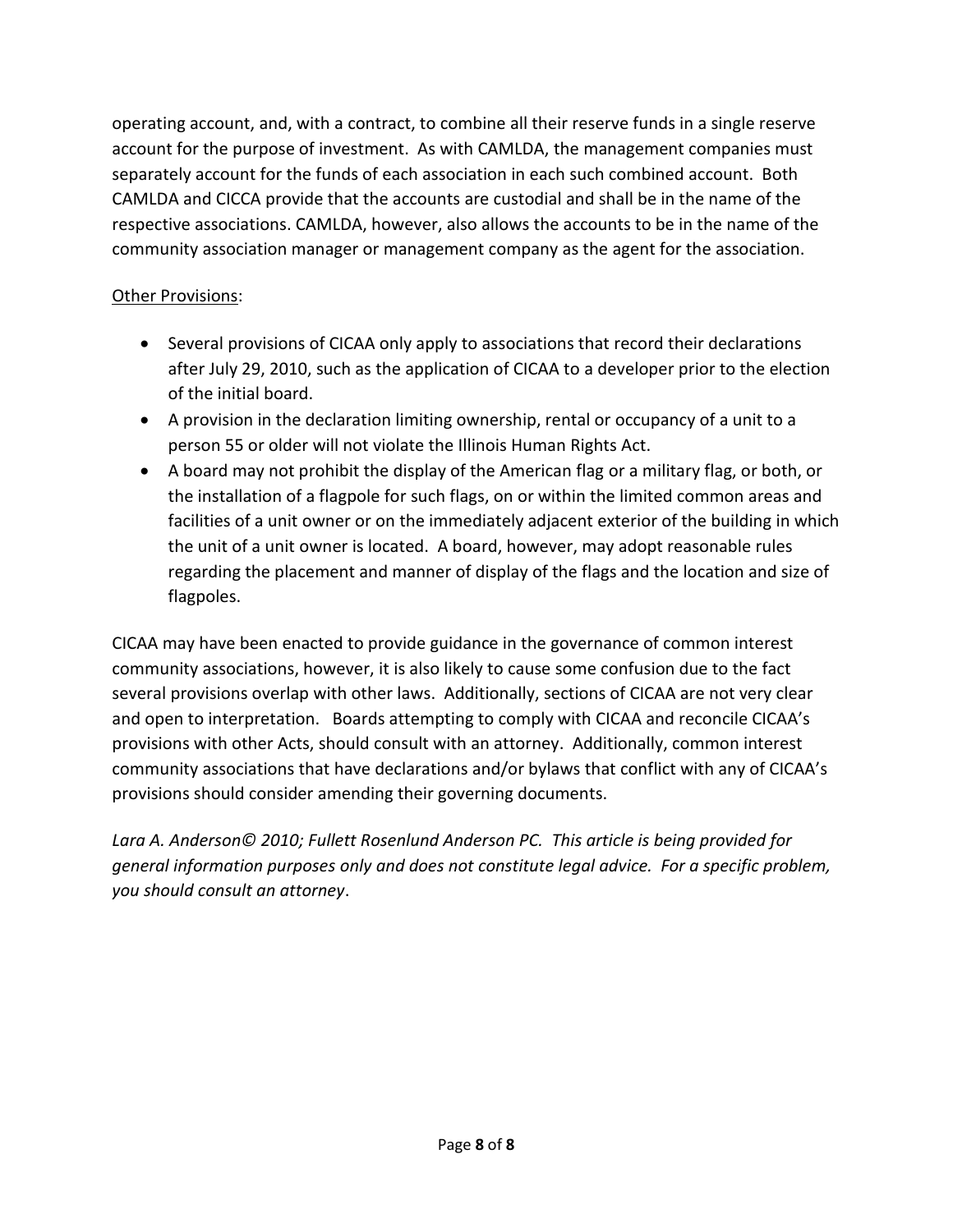operating account, and, with a contract, to combine all their reserve funds in a single reserve account for the purpose of investment. As with CAMLDA, the management companies must separately account for the funds of each association in each such combined account. Both CAMLDA and CICCA provide that the accounts are custodial and shall be in the name of the respective associations. CAMLDA, however, also allows the accounts to be in the name of the community association manager or management company as the agent for the association.

Other Provisions:

- Several provisions of CICAA only apply to associations that record their declarations after July 29, 2010, such as the application of CICAA to a developer prior to the election of the initial board.
- A provision in the declaration limiting ownership, rental or occupancy of a unit to a person 55 or older will not violate the Illinois Human Rights Act.
- A board may not prohibit the display of the American flag or a military flag, or both, or the installation of a flagpole for such flags, on or within the limited common areas and facilities of a unit owner or on the immediately adjacent exterior of the building in which the unit of a unit owner is located. A board, however, may adopt reasonable rules regarding the placement and manner of display of the flags and the location and size of flagpoles.

CICAA may have been enacted to provide guidance in the governance of common interest community associations, however, it is also likely to cause some confusion due to the fact several provisions overlap with other laws. Additionally, sections of CICAA are not very clear and open to interpretation. Boards attempting to comply with CICAA and reconcile CICAA's provisions with other Acts, should consult with an attorney. Additionally, common interest community associations that have declarations and/or bylaws that conflict with any of CICAA's provisions should consider amending their governing documents.

*Lara A. Anderson© 2010; Fullett Rosenlund Anderson PC. This article is being provided for general information purposes only and does not constitute legal advice. For a specific problem, you should consult an attorney*.